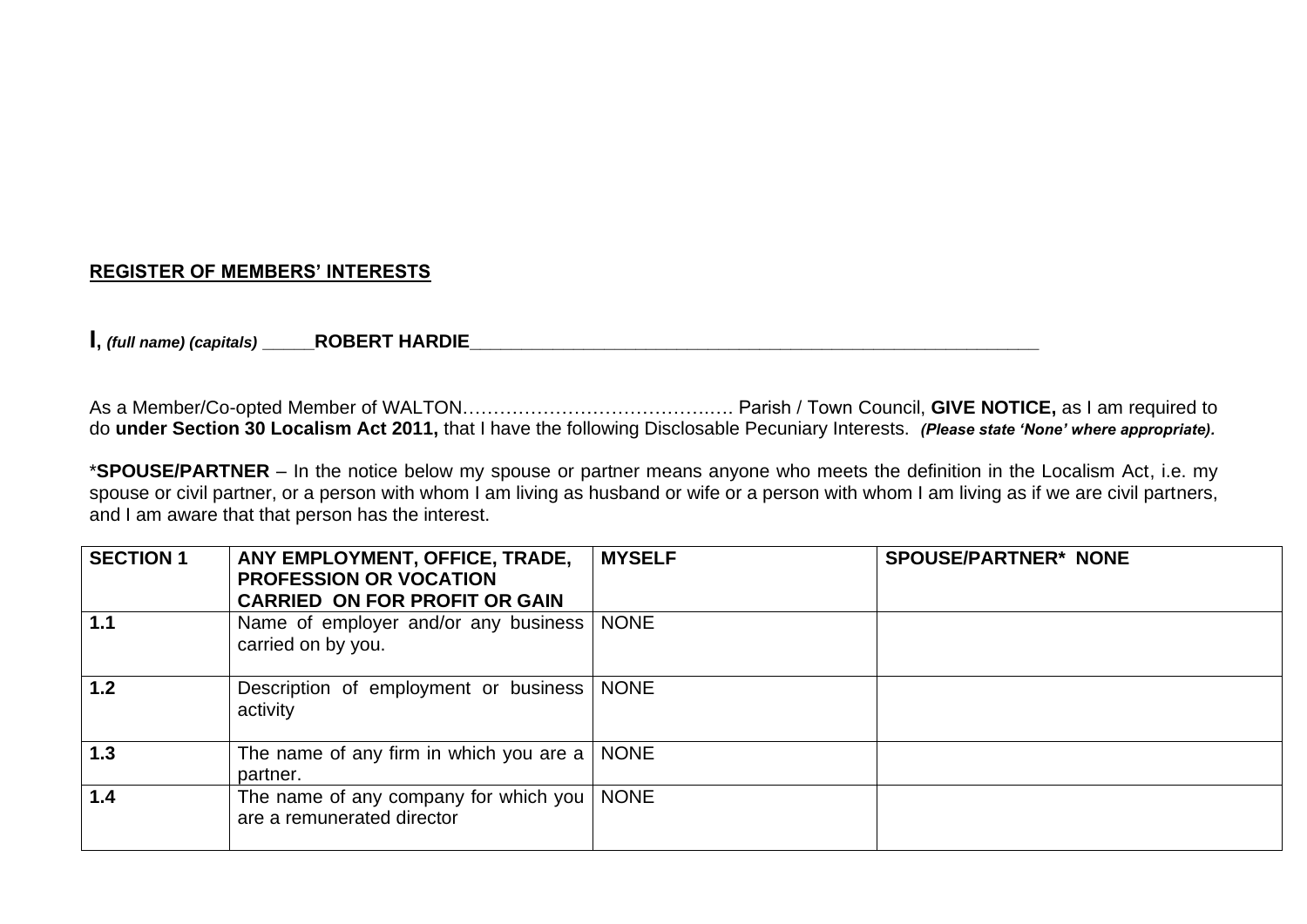**REGISTER OF MEMBERS' INTERESTS**

**I**, ***(full name) (capitals)*** _____**ROBERT HARDIE**___________________________________________________________

As a Member/Co-opted Member of WALTON……………………………….…. Parish / Town Council, **GIVE NOTICE,** as I am required to do **under Section 30 Localism Act 2011,** that I have the following Disclosable Pecuniary Interests. ***(Please state 'None' where appropriate).***

\***SPOUSE/PARTNER** – In the notice below my spouse or partner means anyone who meets the definition in the Localism Act, i.e. my spouse or civil partner, or a person with whom I am living as husband or wife or a person with whom I am living as if we are civil partners, and I am aware that that person has the interest.

| **SECTION 1** | **ANY EMPLOYMENT, OFFICE, TRADE, PROFESSION OR VOCATION CARRIED ON FOR PROFIT OR GAIN** | **MYSELF** | **SPOUSE/PARTNER\* NONE** |
|---|---|---|---|
| **1.1** | Name of employer and/or any business carried on by you. | NONE | |
| **1.2** | Description of employment or business activity | NONE | |
| **1.3** | The name of any firm in which you are a partner. | NONE | |
| **1.4** | The name of any company for which you are a remunerated director | NONE | |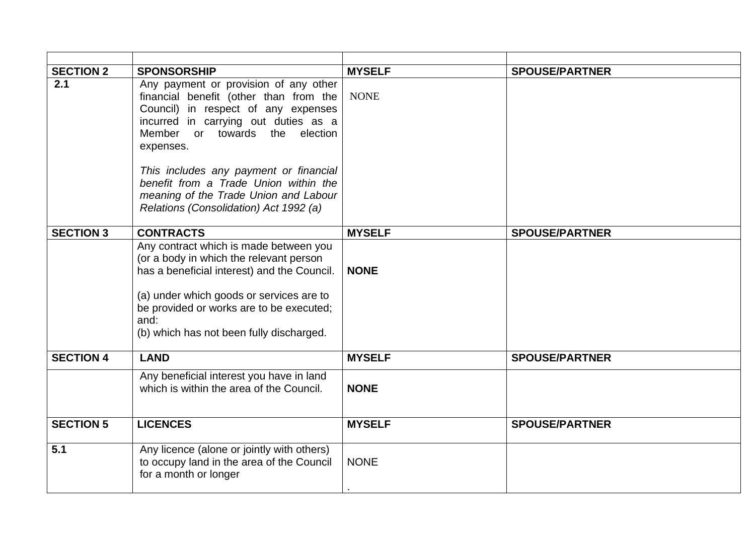| | | | |
|---|---|---|---|
| **SECTION 2** | **SPONSORSHIP** | **MYSELF** | **SPOUSE/PARTNER** |
| **2.1** | Any payment or provision of any other financial benefit (other than from the Council) in respect of any expenses incurred in carrying out duties as a Member or towards the election expenses.<br><br>*This includes any payment or financial benefit from a Trade Union within the meaning of the Trade Union and Labour Relations (Consolidation) Act 1992 (a)* | NONE | |
| **SECTION 3** | **CONTRACTS** | **MYSELF** | **SPOUSE/PARTNER** |
| | Any contract which is made between you (or a body in which the relevant person has a beneficial interest) and the Council.<br><br>(a) under which goods or services are to be provided or works are to be executed; and:<br>(b) which has not been fully discharged. | **NONE** | |
| **SECTION 4** | **LAND** | **MYSELF** | **SPOUSE/PARTNER** |
| | Any beneficial interest you have in land which is within the area of the Council. | **NONE** | |
| **SECTION 5** | **LICENCES** | **MYSELF** | **SPOUSE/PARTNER** |
| **5.1** | Any licence (alone or jointly with others) to occupy land in the area of the Council for a month or longer | NONE<br><br>. | |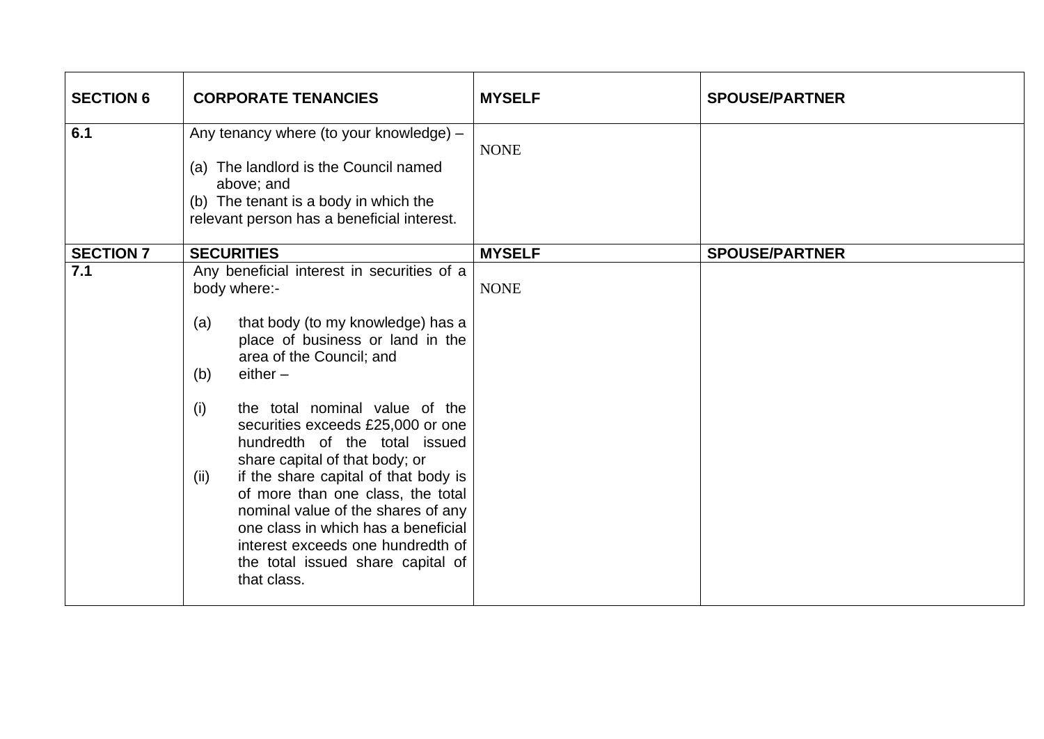| SECTION 6 | CORPORATE TENANCIES | MYSELF | SPOUSE/PARTNER |
|---|---|---|---|
| 6.1 | Any tenancy where (to your knowledge) –<br><br>(a) The landlord is the Council named above; and<br>(b) The tenant is a body in which the relevant person has a beneficial interest. | NONE | |
| **SECTION 7** | **SECURITIES** | **MYSELF** | **SPOUSE/PARTNER** |
| 7.1 | Any beneficial interest in securities of a body where:-<br><br>(a) that body (to my knowledge) has a place of business or land in the area of the Council; and<br>(b) either –<br><br>(i) the total nominal value of the securities exceeds £25,000 or one hundredth of the total issued share capital of that body; or<br>(ii) if the share capital of that body is of more than one class, the total nominal value of the shares of any one class in which has a beneficial interest exceeds one hundredth of the total issued share capital of that class. | NONE | |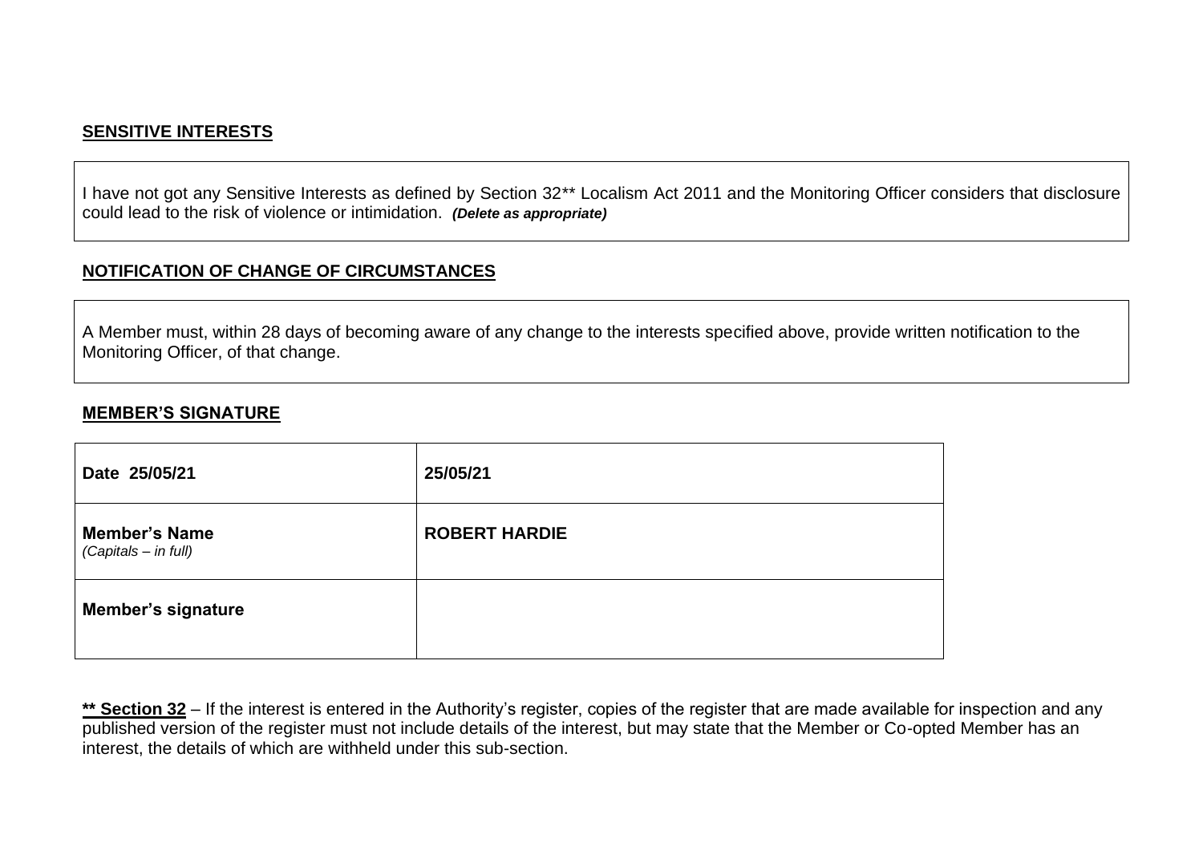**SENSITIVE INTERESTS**

| I have not got any Sensitive Interests as defined by Section 32** Localism Act 2011 and the Monitoring Officer considers that disclosure could lead to the risk of violence or intimidation. ***(Delete as appropriate)*** |
|---|

**NOTIFICATION OF CHANGE OF CIRCUMSTANCES**

| A Member must, within 28 days of becoming aware of any change to the interests specified above, provide written notification to the Monitoring Officer, of that change. |
|---|

**MEMBER'S SIGNATURE**

| | |
|---|---|
| **Date 25/05/21** | **25/05/21** |
| **Member's Name** *(Capitals – in full)* | **ROBERT HARDIE** |
| **Member's signature** | |

**\*\* Section 32** – If the interest is entered in the Authority's register, copies of the register that are made available for inspection and any published version of the register must not include details of the interest, but may state that the Member or Co-opted Member has an interest, the details of which are withheld under this sub-section.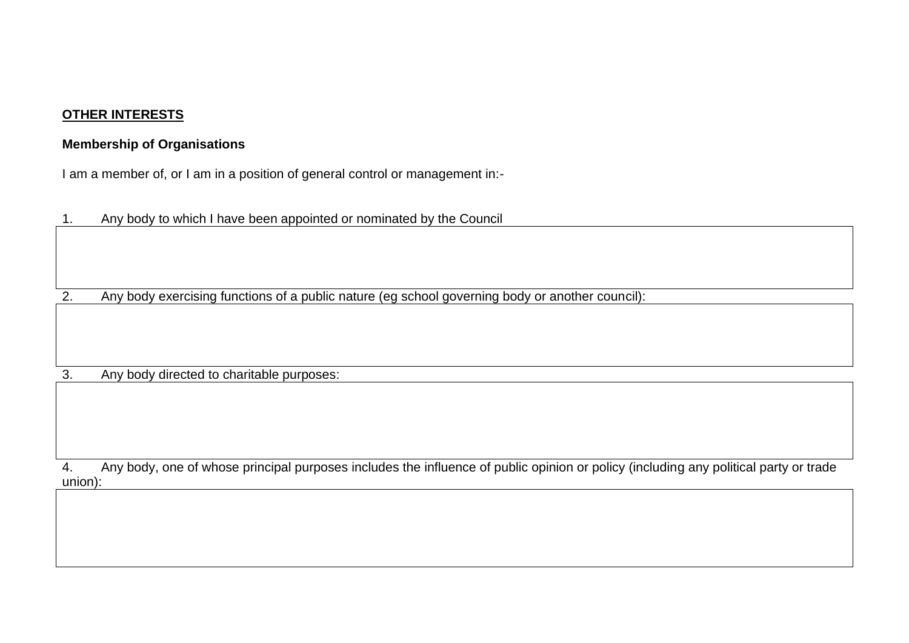**<u>OTHER INTERESTS</u>**

**Membership of Organisations**

I am a member of, or I am in a position of general control or management in:-

1. Any body to which I have been appointed or nominated by the Council

|  |
|---|
|  |

2. Any body exercising functions of a public nature (eg school governing body or another council):

|  |
|---|
|  |

3. Any body directed to charitable purposes:

|  |
|---|
|  |

4. Any body, one of whose principal purposes includes the influence of public opinion or policy (including any political party or trade union):

|  |
|---|
|  |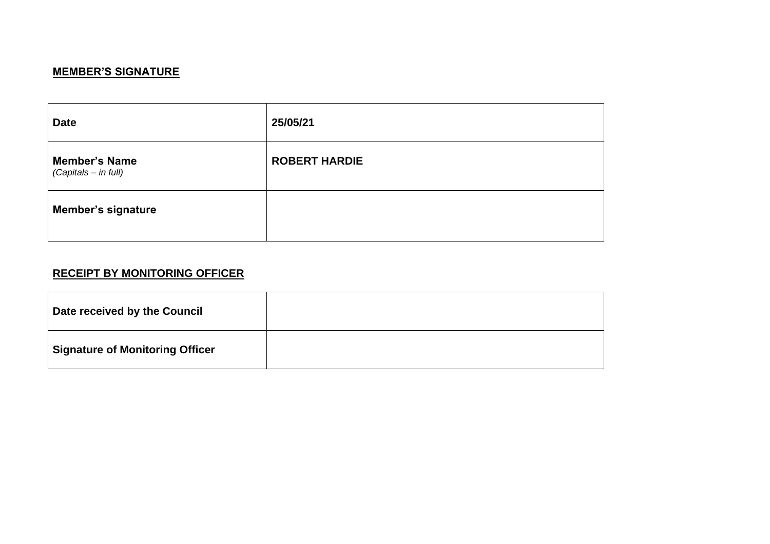**MEMBER'S SIGNATURE**

| | |
|---|---|
| **Date** | **25/05/21** |
| **Member's Name** *(Capitals – in full)* | **ROBERT HARDIE** |
| **Member's signature** | |

**RECEIPT BY MONITORING OFFICER**

| | |
|---|---|
| **Date received by the Council** | |
| **Signature of Monitoring Officer** | |